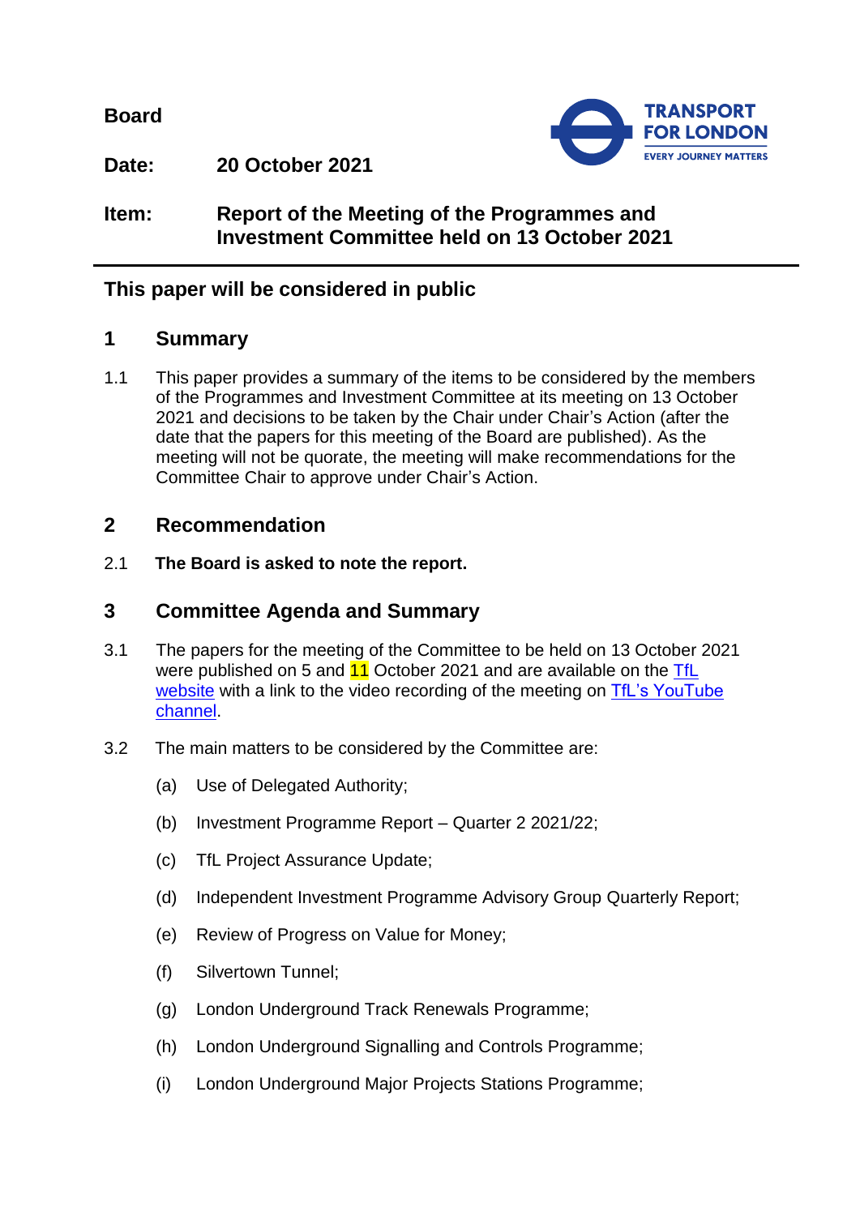**Board**

**Date:** 20 October 2021

**Item:** **Report of the Meeting of the Programmes and Investment Committee held on 13 October 2021**

**This paper will be considered in public**

## 1 Summary

1.1 This paper provides a summary of the items to be considered by the members of the Programmes and Investment Committee at its meeting on 13 October 2021 and decisions to be taken by the Chair under Chair's Action (after the date that the papers for this meeting of the Board are published). As the meeting will not be quorate, the meeting will make recommendations for the Committee Chair to approve under Chair's Action.

## 2 Recommendation

2.1 **The Board is asked to note the report.**

## 3 Committee Agenda and Summary

3.1 The papers for the meeting of the Committee to be held on 13 October 2021 were published on 5 and 11 October 2021 and are available on the TfL website with a link to the video recording of the meeting on TfL's YouTube channel.

3.2 The main matters to be considered by the Committee are:

(a) Use of Delegated Authority;

(b) Investment Programme Report – Quarter 2 2021/22;

(c) TfL Project Assurance Update;

(d) Independent Investment Programme Advisory Group Quarterly Report;

(e) Review of Progress on Value for Money;

(f) Silvertown Tunnel;

(g) London Underground Track Renewals Programme;

(h) London Underground Signalling and Controls Programme;

(i) London Underground Major Projects Stations Programme;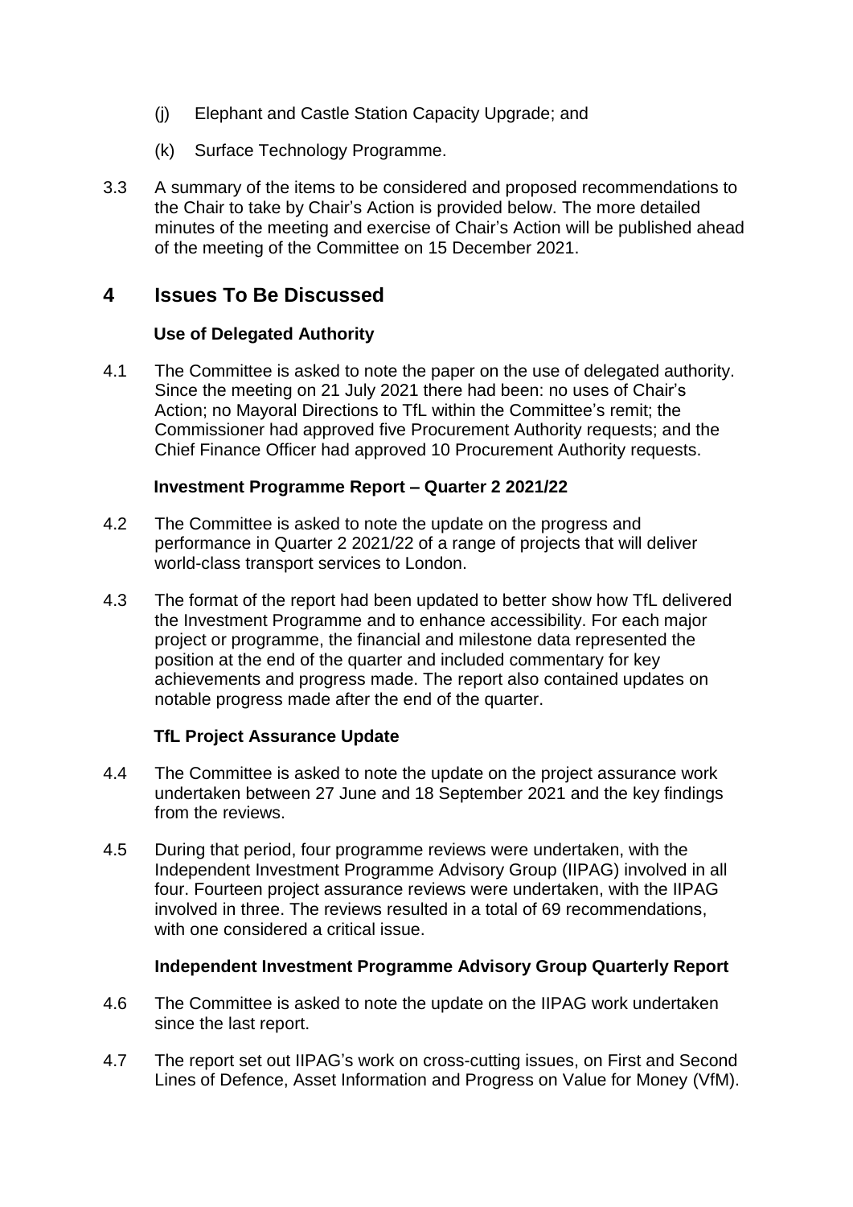(j) Elephant and Castle Station Capacity Upgrade; and

(k) Surface Technology Programme.

3.3 A summary of the items to be considered and proposed recommendations to the Chair to take by Chair's Action is provided below. The more detailed minutes of the meeting and exercise of Chair's Action will be published ahead of the meeting of the Committee on 15 December 2021.

## 4 Issues To Be Discussed

### Use of Delegated Authority

4.1 The Committee is asked to note the paper on the use of delegated authority. Since the meeting on 21 July 2021 there had been: no uses of Chair's Action; no Mayoral Directions to TfL within the Committee's remit; the Commissioner had approved five Procurement Authority requests; and the Chief Finance Officer had approved 10 Procurement Authority requests.

### Investment Programme Report – Quarter 2 2021/22

4.2 The Committee is asked to note the update on the progress and performance in Quarter 2 2021/22 of a range of projects that will deliver world-class transport services to London.

4.3 The format of the report had been updated to better show how TfL delivered the Investment Programme and to enhance accessibility. For each major project or programme, the financial and milestone data represented the position at the end of the quarter and included commentary for key achievements and progress made. The report also contained updates on notable progress made after the end of the quarter.

### TfL Project Assurance Update

4.4 The Committee is asked to note the update on the project assurance work undertaken between 27 June and 18 September 2021 and the key findings from the reviews.

4.5 During that period, four programme reviews were undertaken, with the Independent Investment Programme Advisory Group (IIPAG) involved in all four. Fourteen project assurance reviews were undertaken, with the IIPAG involved in three. The reviews resulted in a total of 69 recommendations, with one considered a critical issue.

### Independent Investment Programme Advisory Group Quarterly Report

4.6 The Committee is asked to note the update on the IIPAG work undertaken since the last report.

4.7 The report set out IIPAG's work on cross-cutting issues, on First and Second Lines of Defence, Asset Information and Progress on Value for Money (VfM).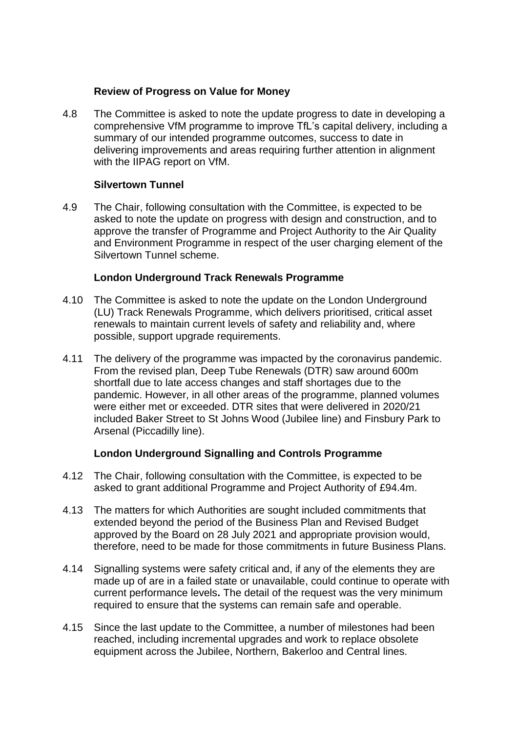**Review of Progress on Value for Money**

4.8 The Committee is asked to note the update progress to date in developing a comprehensive VfM programme to improve TfL's capital delivery, including a summary of our intended programme outcomes, success to date in delivering improvements and areas requiring further attention in alignment with the IIPAG report on VfM.

**Silvertown Tunnel**

4.9 The Chair, following consultation with the Committee, is expected to be asked to note the update on progress with design and construction, and to approve the transfer of Programme and Project Authority to the Air Quality and Environment Programme in respect of the user charging element of the Silvertown Tunnel scheme.

**London Underground Track Renewals Programme**

4.10 The Committee is asked to note the update on the London Underground (LU) Track Renewals Programme, which delivers prioritised, critical asset renewals to maintain current levels of safety and reliability and, where possible, support upgrade requirements.

4.11 The delivery of the programme was impacted by the coronavirus pandemic. From the revised plan, Deep Tube Renewals (DTR) saw around 600m shortfall due to late access changes and staff shortages due to the pandemic. However, in all other areas of the programme, planned volumes were either met or exceeded. DTR sites that were delivered in 2020/21 included Baker Street to St Johns Wood (Jubilee line) and Finsbury Park to Arsenal (Piccadilly line).

**London Underground Signalling and Controls Programme**

4.12 The Chair, following consultation with the Committee, is expected to be asked to grant additional Programme and Project Authority of £94.4m.

4.13 The matters for which Authorities are sought included commitments that extended beyond the period of the Business Plan and Revised Budget approved by the Board on 28 July 2021 and appropriate provision would, therefore, need to be made for those commitments in future Business Plans.

4.14 Signalling systems were safety critical and, if any of the elements they are made up of are in a failed state or unavailable, could continue to operate with current performance levels**.** The detail of the request was the very minimum required to ensure that the systems can remain safe and operable.

4.15 Since the last update to the Committee, a number of milestones had been reached, including incremental upgrades and work to replace obsolete equipment across the Jubilee, Northern, Bakerloo and Central lines.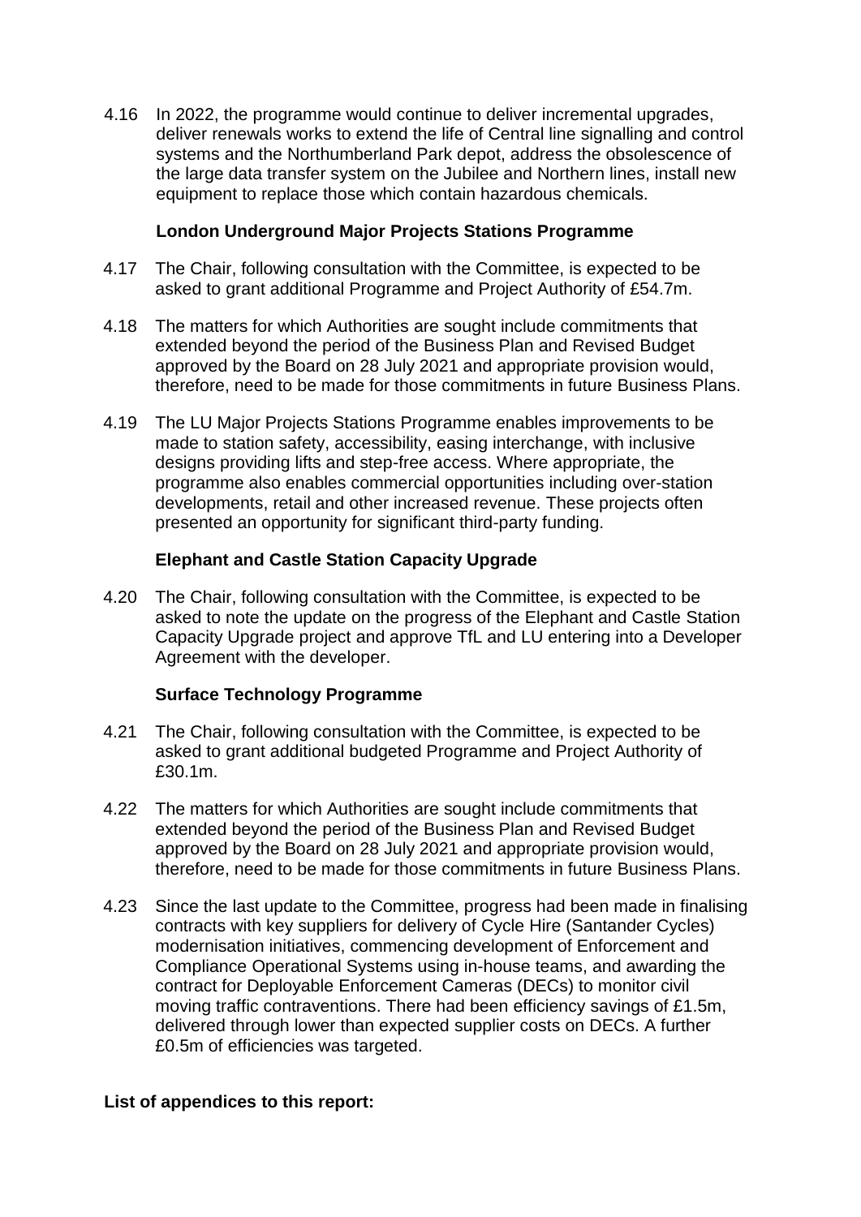4.16 In 2022, the programme would continue to deliver incremental upgrades, deliver renewals works to extend the life of Central line signalling and control systems and the Northumberland Park depot, address the obsolescence of the large data transfer system on the Jubilee and Northern lines, install new equipment to replace those which contain hazardous chemicals.

**London Underground Major Projects Stations Programme**

4.17 The Chair, following consultation with the Committee, is expected to be asked to grant additional Programme and Project Authority of £54.7m.

4.18 The matters for which Authorities are sought include commitments that extended beyond the period of the Business Plan and Revised Budget approved by the Board on 28 July 2021 and appropriate provision would, therefore, need to be made for those commitments in future Business Plans.

4.19 The LU Major Projects Stations Programme enables improvements to be made to station safety, accessibility, easing interchange, with inclusive designs providing lifts and step-free access. Where appropriate, the programme also enables commercial opportunities including over-station developments, retail and other increased revenue. These projects often presented an opportunity for significant third-party funding.

**Elephant and Castle Station Capacity Upgrade**

4.20 The Chair, following consultation with the Committee, is expected to be asked to note the update on the progress of the Elephant and Castle Station Capacity Upgrade project and approve TfL and LU entering into a Developer Agreement with the developer.

**Surface Technology Programme**

4.21 The Chair, following consultation with the Committee, is expected to be asked to grant additional budgeted Programme and Project Authority of £30.1m.

4.22 The matters for which Authorities are sought include commitments that extended beyond the period of the Business Plan and Revised Budget approved by the Board on 28 July 2021 and appropriate provision would, therefore, need to be made for those commitments in future Business Plans.

4.23 Since the last update to the Committee, progress had been made in finalising contracts with key suppliers for delivery of Cycle Hire (Santander Cycles) modernisation initiatives, commencing development of Enforcement and Compliance Operational Systems using in-house teams, and awarding the contract for Deployable Enforcement Cameras (DECs) to monitor civil moving traffic contraventions. There had been efficiency savings of £1.5m, delivered through lower than expected supplier costs on DECs. A further £0.5m of efficiencies was targeted.

**List of appendices to this report:**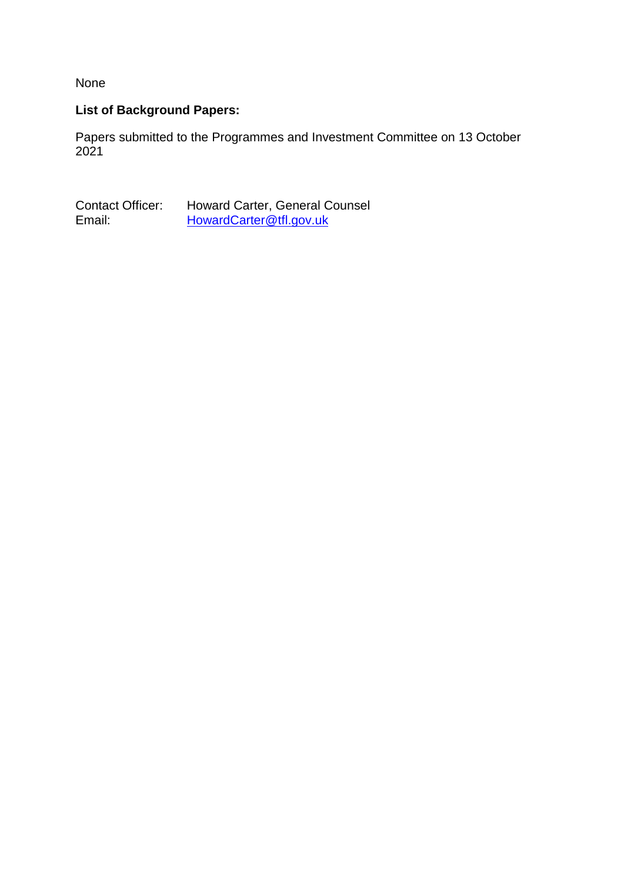None

**List of Background Papers:**

Papers submitted to the Programmes and Investment Committee on 13 October 2021

Contact Officer: Howard Carter, General Counsel
Email: HowardCarter@tfl.gov.uk